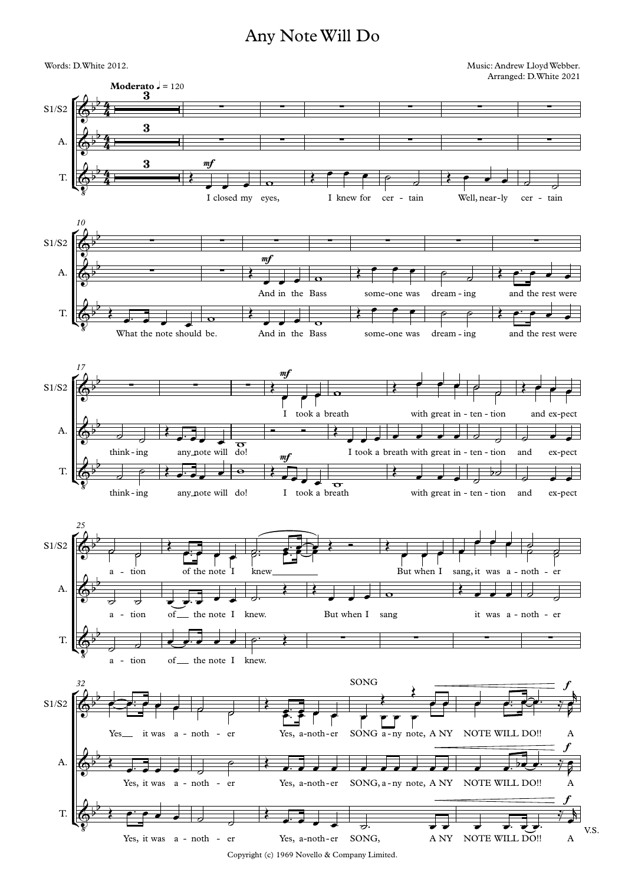# Any Note Will Do

Words: D.White 2012.

Music: Andrew Lloyd Webber.
Arranged: D.White 2021

**Moderato** ♩ = 120

S1/S2, A., T.

I closed my eyes, I knew for certain Well, nearly certain What the note should be.

And in the Bass someone was dreaming and the rest were thinking any note will do!

I took a breath with great intention and expectation of the note I knew

But when I sang it was another Yes it was another Yes, another SONG any note, A NY NOTE WILL DO!! A

SONG

V.S.

Copyright (c) 1969 Novello & Company Limited.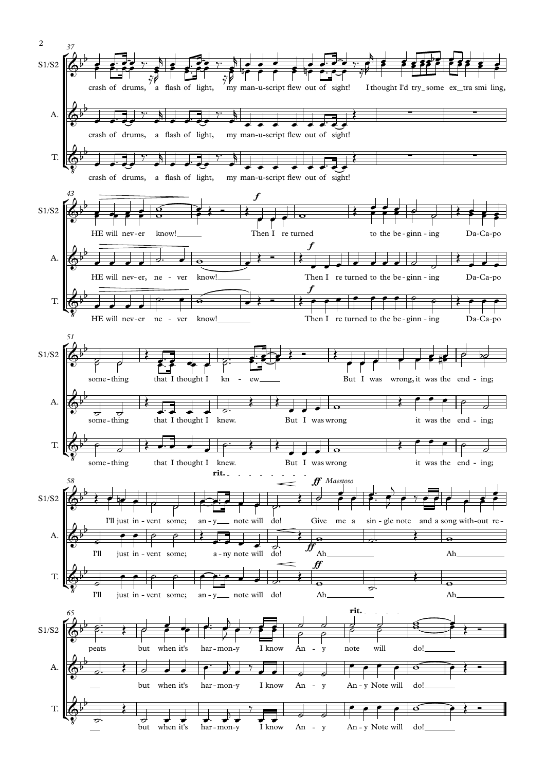S1/S2
crash of drums, a flash of light, my man-u-script flew out of sight! I thought I'd try_ some ex_tra smi ling,

A.
crash of drums, a flash of light, my man-u-script flew out of sight!

T.
crash of drums, a flash of light, my man-u-script flew out of sight!

*f*

S1/S2
HE will nev-er know!_____ Then I re turned to the be-ginn - ing Da-Ca-po

A.
HE will nev-er, ne - ver know!________ Then I re turned to the be-ginn - ing Da-Ca-po

T.
HE will nev-er ne - ver know!________ Then I re turned to the be-ginn - ing Da-Ca-po

S1/S2
some - thing that I thought I kn - ew_____ But I was wrong, it was the end - ing;

A.
some - thing that I thought I knew. But I was wrong it was the end - ing;

T.
some - thing that I thought I knew. But I was wrong it was the end - ing;

**rit.** *ff* *Maestoso*

S1/S2
I'll just in - vent some; an - y___ note will do! Give me a sin - gle note and a song with-out re -

A.
I'll just in - vent some; a - ny note will do! Ah___________ Ah___________

T.
I'll just in - vent some; an - y___ note will do! Ah___________ Ah___________

**rit.**

S1/S2
peats but when it's har - mon - y I know An - y note will do!_______

A.
__ but when it's har - mon - y I know An - y An - y Note will do!_______

T.
__ but when it's har - mon - y I know An - y An - y Note will do!_______